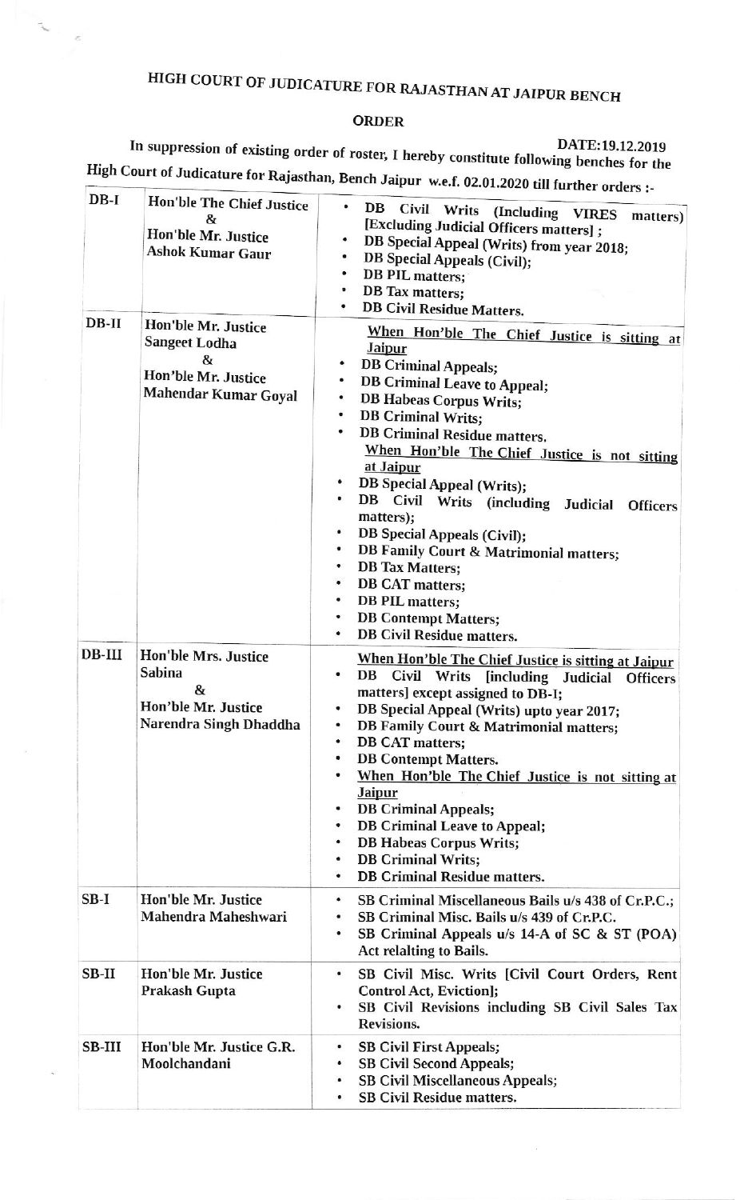# HIGH COURT OF JUDICATURE FOR RAJASTHAN AT JAIPUR BENCH

## ORDER

DATE:19.12.2019

In suppression of existing order of roster, I hereby constitute following benches for the High Court of Judicature for Rajasthan, Bench Jaipur w.e.f. 02.01.2020 till further orders :-

| | | |
|---|---|---|
| DB-I | Hon'ble The Chief Justice & Hon'ble Mr. Justice **Ashok Kumar Gaur** | • DB Civil Writs (Including VIRES matters) [Excluding Judicial Officers matters] ;<br>• DB Special Appeal (Writs) from year 2018;<br>• DB Special Appeals (Civil);<br>• DB PIL matters;<br>• DB Tax matters;<br>• DB Civil Residue Matters. |
| DB-II | Hon'ble Mr. Justice **Sangeet Lodha** & Hon'ble Mr. Justice **Mahendar Kumar Goyal** | <u>When Hon'ble The Chief Justice is sitting at Jaipur</u><br>• DB Criminal Appeals;<br>• DB Criminal Leave to Appeal;<br>• DB Habeas Corpus Writs;<br>• DB Criminal Writs;<br>• DB Criminal Residue matters.<br><u>When Hon'ble The Chief Justice is not sitting at Jaipur</u><br>• DB Special Appeal (Writs);<br>• DB Civil Writs (including Judicial Officers matters);<br>• DB Special Appeals (Civil);<br>• DB Family Court & Matrimonial matters;<br>• DB Tax Matters;<br>• DB CAT matters;<br>• DB PIL matters;<br>• DB Contempt Matters;<br>• DB Civil Residue matters. |
| DB-III | Hon'ble Mrs. Justice **Sabina** & Hon'ble Mr. Justice **Narendra Singh Dhaddha** | <u>When Hon'ble The Chief Justice is sitting at Jaipur</u><br>• DB Civil Writs [including Judicial Officers matters] except assigned to DB-I;<br>• DB Special Appeal (Writs) upto year 2017;<br>• DB Family Court & Matrimonial matters;<br>• DB CAT matters;<br>• DB Contempt Matters.<br>• <u>When Hon'ble The Chief Justice is not sitting at Jaipur</u><br>• DB Criminal Appeals;<br>• DB Criminal Leave to Appeal;<br>• DB Habeas Corpus Writs;<br>• DB Criminal Writs;<br>• DB Criminal Residue matters. |
| SB-I | Hon'ble Mr. Justice **Mahendra Maheshwari** | • SB Criminal Miscellaneous Bails u/s 438 of Cr.P.C.;<br>• SB Criminal Misc. Bails u/s 439 of Cr.P.C.<br>• SB Criminal Appeals u/s 14-A of SC & ST (POA) Act relalting to Bails. |
| SB-II | Hon'ble Mr. Justice **Prakash Gupta** | • SB Civil Misc. Writs [Civil Court Orders, Rent Control Act, Eviction];<br>• SB Civil Revisions including SB Civil Sales Tax Revisions. |
| SB-III | Hon'ble Mr. Justice **G.R. Moolchandani** | • SB Civil First Appeals;<br>• SB Civil Second Appeals;<br>• SB Civil Miscellaneous Appeals;<br>• SB Civil Residue matters. |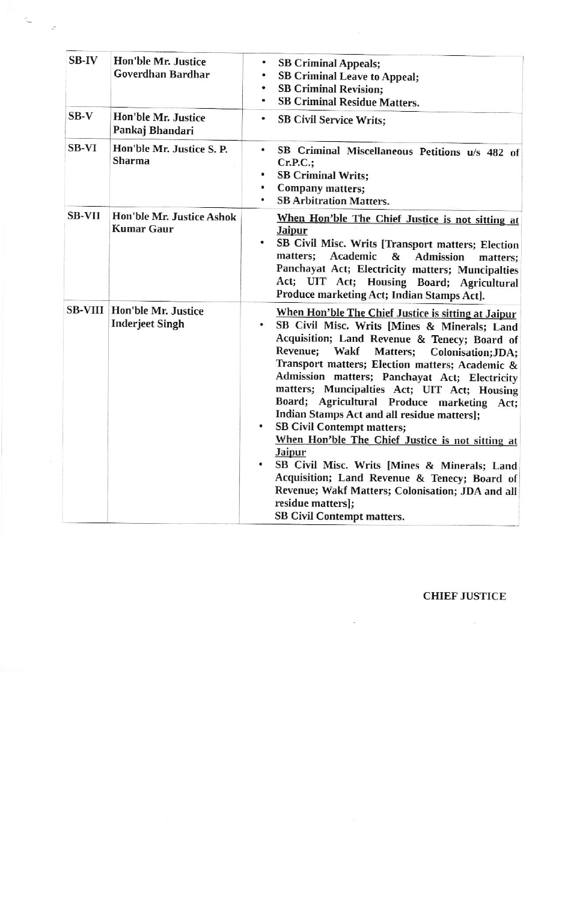| | | |
|---|---|---|
| **SB-IV** | **Hon'ble Mr. Justice Goverdhan Bardhar** | • **SB Criminal Appeals;**<br>• **SB Criminal Leave to Appeal;**<br>• **SB Criminal Revision;**<br>• **SB Criminal Residue Matters.** |
| **SB-V** | **Hon'ble Mr. Justice Pankaj Bhandari** | • **SB Civil Service Writs;** |
| **SB-VI** | **Hon'ble Mr. Justice S. P. Sharma** | • **SB Criminal Miscellaneous Petitions u/s 482 of Cr.P.C.;**<br>• **SB Criminal Writs;**<br>• **Company matters;**<br>• **SB Arbitration Matters.** |
| **SB-VII** | **Hon'ble Mr. Justice Ashok Kumar Gaur** | **<u>When Hon'ble The Chief Justice is not sitting at Jaipur</u>**<br>• **SB Civil Misc. Writs [Transport matters; Election matters; Academic & Admission matters; Panchayat Act; Electricity matters; Muncipalties Act; UIT Act; Housing Board; Agricultural Produce marketing Act; Indian Stamps Act].** |
| **SB-VIII** | **Hon'ble Mr. Justice Inderjeet Singh** | **<u>When Hon'ble The Chief Justice is sitting at Jaipur</u>**<br>• **SB Civil Misc. Writs [Mines & Minerals; Land Acquisition; Land Revenue & Tenecy; Board of Revenue; Wakf Matters; Colonisation;JDA; Transport matters; Election matters; Academic & Admission matters; Panchayat Act; Electricity matters; Muncipalties Act; UIT Act; Housing Board; Agricultural Produce marketing Act; Indian Stamps Act and all residue matters];**<br>• **SB Civil Contempt matters;**<br>**<u>When Hon'ble The Chief Justice is not sitting at Jaipur</u>**<br>• **SB Civil Misc. Writs [Mines & Minerals; Land Acquisition; Land Revenue & Tenecy; Board of Revenue; Wakf Matters; Colonisation; JDA and all residue matters];**<br>**SB Civil Contempt matters.** |

**CHIEF JUSTICE**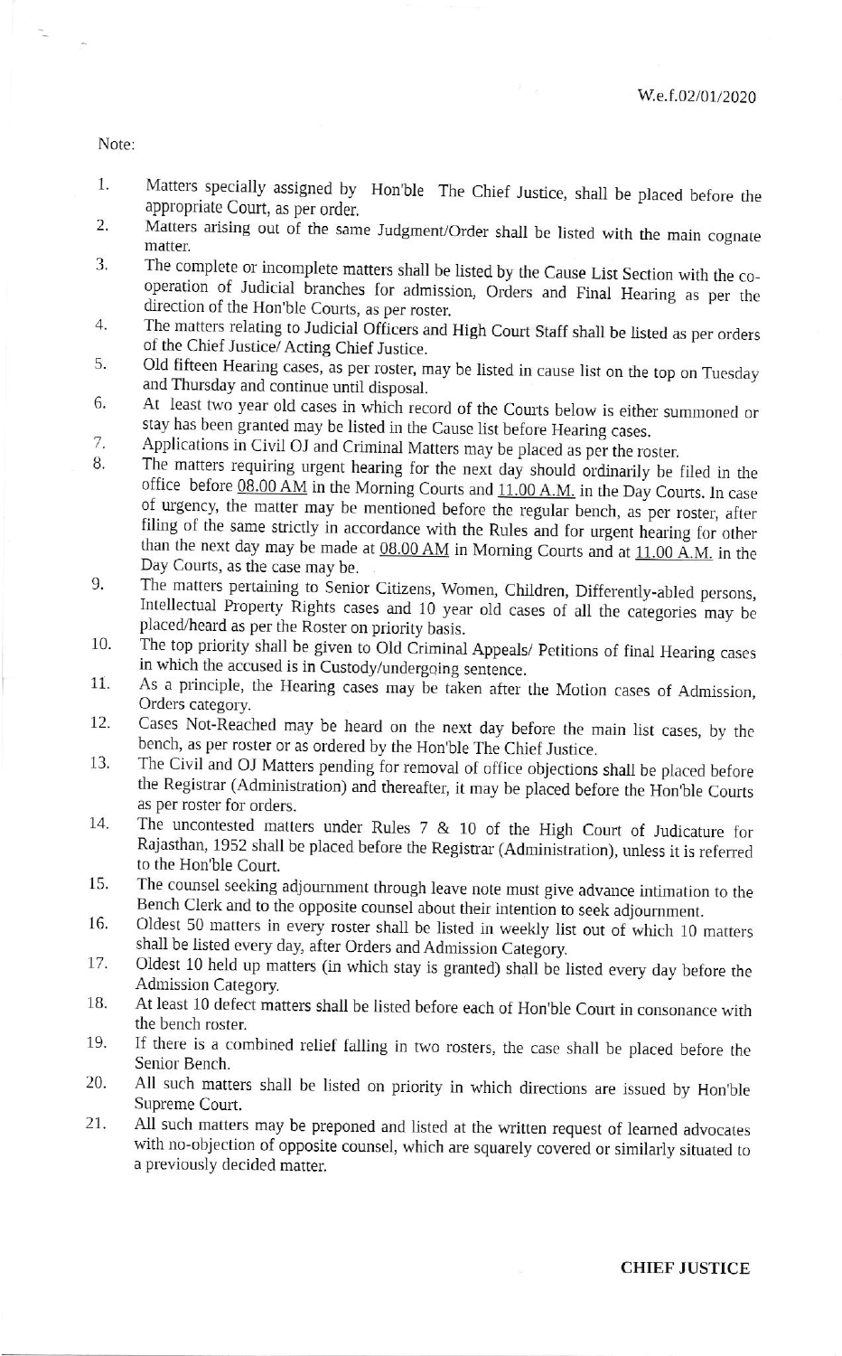W.e.f.02/01/2020

Note:

1. Matters specially assigned by Hon'ble The Chief Justice, shall be placed before the appropriate Court, as per order.
2. Matters arising out of the same Judgment/Order shall be listed with the main cognate matter.
3. The complete or incomplete matters shall be listed by the Cause List Section with the co-operation of Judicial branches for admission, Orders and Final Hearing as per the direction of the Hon'ble Courts, as per roster.
4. The matters relating to Judicial Officers and High Court Staff shall be listed as per orders of the Chief Justice/ Acting Chief Justice.
5. Old fifteen Hearing cases, as per roster, may be listed in cause list on the top on Tuesday and Thursday and continue until disposal.
6. At least two year old cases in which record of the Courts below is either summoned or stay has been granted may be listed in the Cause list before Hearing cases.
7. Applications in Civil OJ and Criminal Matters may be placed as per the roster.
8. The matters requiring urgent hearing for the next day should ordinarily be filed in the office before 08.00 AM in the Morning Courts and 11.00 A.M. in the Day Courts. In case of urgency, the matter may be mentioned before the regular bench, as per roster, after filing of the same strictly in accordance with the Rules and for urgent hearing for other than the next day may be made at 08.00 AM in Morning Courts and at 11.00 A.M. in the Day Courts, as the case may be.
9. The matters pertaining to Senior Citizens, Women, Children, Differently-abled persons, Intellectual Property Rights cases and 10 year old cases of all the categories may be placed/heard as per the Roster on priority basis.
10. The top priority shall be given to Old Criminal Appeals/ Petitions of final Hearing cases in which the accused is in Custody/undergoing sentence.
11. As a principle, the Hearing cases may be taken after the Motion cases of Admission, Orders category.
12. Cases Not-Reached may be heard on the next day before the main list cases, by the bench, as per roster or as ordered by the Hon'ble The Chief Justice.
13. The Civil and OJ Matters pending for removal of office objections shall be placed before the Registrar (Administration) and thereafter, it may be placed before the Hon'ble Courts as per roster for orders.
14. The uncontested matters under Rules 7 & 10 of the High Court of Judicature for Rajasthan, 1952 shall be placed before the Registrar (Administration), unless it is referred to the Hon'ble Court.
15. The counsel seeking adjournment through leave note must give advance intimation to the Bench Clerk and to the opposite counsel about their intention to seek adjournment.
16. Oldest 50 matters in every roster shall be listed in weekly list out of which 10 matters shall be listed every day, after Orders and Admission Category.
17. Oldest 10 held up matters (in which stay is granted) shall be listed every day before the Admission Category.
18. At least 10 defect matters shall be listed before each of Hon'ble Court in consonance with the bench roster.
19. If there is a combined relief falling in two rosters, the case shall be placed before the Senior Bench.
20. All such matters shall be listed on priority in which directions are issued by Hon'ble Supreme Court.
21. All such matters may be preponed and listed at the written request of learned advocates with no-objection of opposite counsel, which are squarely covered or similarly situated to a previously decided matter.

**CHIEF JUSTICE**